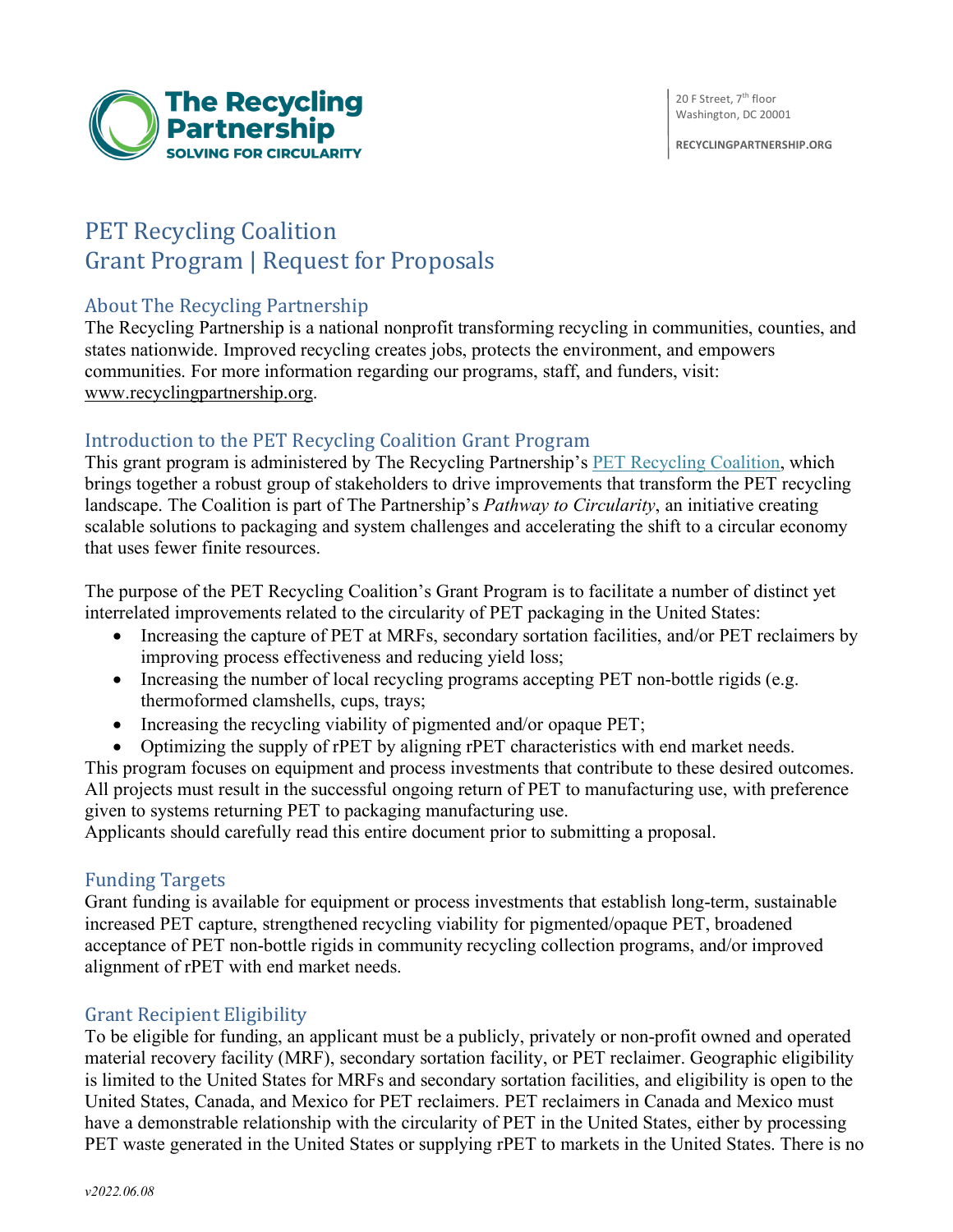The Recycling Partnership
SOLVING FOR CIRCULARITY

20 F Street, 7th floor
Washington, DC 20001

RECYCLINGPARTNERSHIP.ORG

# PET Recycling Coalition
# Grant Program | Request for Proposals

## About The Recycling Partnership

The Recycling Partnership is a national nonprofit transforming recycling in communities, counties, and states nationwide. Improved recycling creates jobs, protects the environment, and empowers communities. For more information regarding our programs, staff, and funders, visit: www.recyclingpartnership.org.

## Introduction to the PET Recycling Coalition Grant Program

This grant program is administered by The Recycling Partnership's PET Recycling Coalition, which brings together a robust group of stakeholders to drive improvements that transform the PET recycling landscape. The Coalition is part of The Partnership's *Pathway to Circularity*, an initiative creating scalable solutions to packaging and system challenges and accelerating the shift to a circular economy that uses fewer finite resources.

The purpose of the PET Recycling Coalition's Grant Program is to facilitate a number of distinct yet interrelated improvements related to the circularity of PET packaging in the United States:

- Increasing the capture of PET at MRFs, secondary sortation facilities, and/or PET reclaimers by improving process effectiveness and reducing yield loss;
- Increasing the number of local recycling programs accepting PET non-bottle rigids (e.g. thermoformed clamshells, cups, trays;
- Increasing the recycling viability of pigmented and/or opaque PET;
- Optimizing the supply of rPET by aligning rPET characteristics with end market needs.

This program focuses on equipment and process investments that contribute to these desired outcomes. All projects must result in the successful ongoing return of PET to manufacturing use, with preference given to systems returning PET to packaging manufacturing use.

Applicants should carefully read this entire document prior to submitting a proposal.

## Funding Targets

Grant funding is available for equipment or process investments that establish long-term, sustainable increased PET capture, strengthened recycling viability for pigmented/opaque PET, broadened acceptance of PET non-bottle rigids in community recycling collection programs, and/or improved alignment of rPET with end market needs.

## Grant Recipient Eligibility

To be eligible for funding, an applicant must be a publicly, privately or non-profit owned and operated material recovery facility (MRF), secondary sortation facility, or PET reclaimer. Geographic eligibility is limited to the United States for MRFs and secondary sortation facilities, and eligibility is open to the United States, Canada, and Mexico for PET reclaimers. PET reclaimers in Canada and Mexico must have a demonstrable relationship with the circularity of PET in the United States, either by processing PET waste generated in the United States or supplying rPET to markets in the United States. There is no

*v2022.06.08*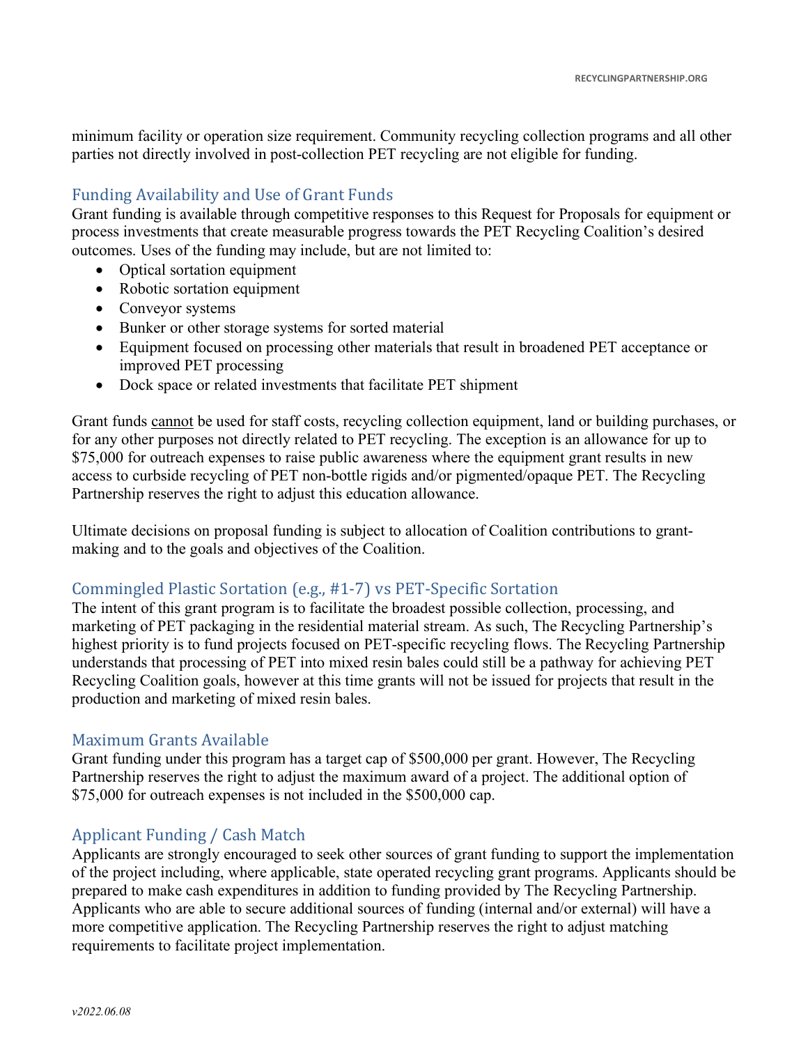minimum facility or operation size requirement. Community recycling collection programs and all other parties not directly involved in post-collection PET recycling are not eligible for funding.

## Funding Availability and Use of Grant Funds

Grant funding is available through competitive responses to this Request for Proposals for equipment or process investments that create measurable progress towards the PET Recycling Coalition's desired outcomes. Uses of the funding may include, but are not limited to:

- Optical sortation equipment
- Robotic sortation equipment
- Conveyor systems
- Bunker or other storage systems for sorted material
- Equipment focused on processing other materials that result in broadened PET acceptance or improved PET processing
- Dock space or related investments that facilitate PET shipment

Grant funds <u>cannot</u> be used for staff costs, recycling collection equipment, land or building purchases, or for any other purposes not directly related to PET recycling. The exception is an allowance for up to $75,000 for outreach expenses to raise public awareness where the equipment grant results in new access to curbside recycling of PET non-bottle rigids and/or pigmented/opaque PET. The Recycling Partnership reserves the right to adjust this education allowance.

Ultimate decisions on proposal funding is subject to allocation of Coalition contributions to grant-making and to the goals and objectives of the Coalition.

## Commingled Plastic Sortation (e.g., #1-7) vs PET-Specific Sortation

The intent of this grant program is to facilitate the broadest possible collection, processing, and marketing of PET packaging in the residential material stream. As such, The Recycling Partnership's highest priority is to fund projects focused on PET-specific recycling flows. The Recycling Partnership understands that processing of PET into mixed resin bales could still be a pathway for achieving PET Recycling Coalition goals, however at this time grants will not be issued for projects that result in the production and marketing of mixed resin bales.

## Maximum Grants Available

Grant funding under this program has a target cap of $500,000 per grant. However, The Recycling Partnership reserves the right to adjust the maximum award of a project. The additional option of $75,000 for outreach expenses is not included in the $500,000 cap.

## Applicant Funding / Cash Match

Applicants are strongly encouraged to seek other sources of grant funding to support the implementation of the project including, where applicable, state operated recycling grant programs. Applicants should be prepared to make cash expenditures in addition to funding provided by The Recycling Partnership. Applicants who are able to secure additional sources of funding (internal and/or external) will have a more competitive application. The Recycling Partnership reserves the right to adjust matching requirements to facilitate project implementation.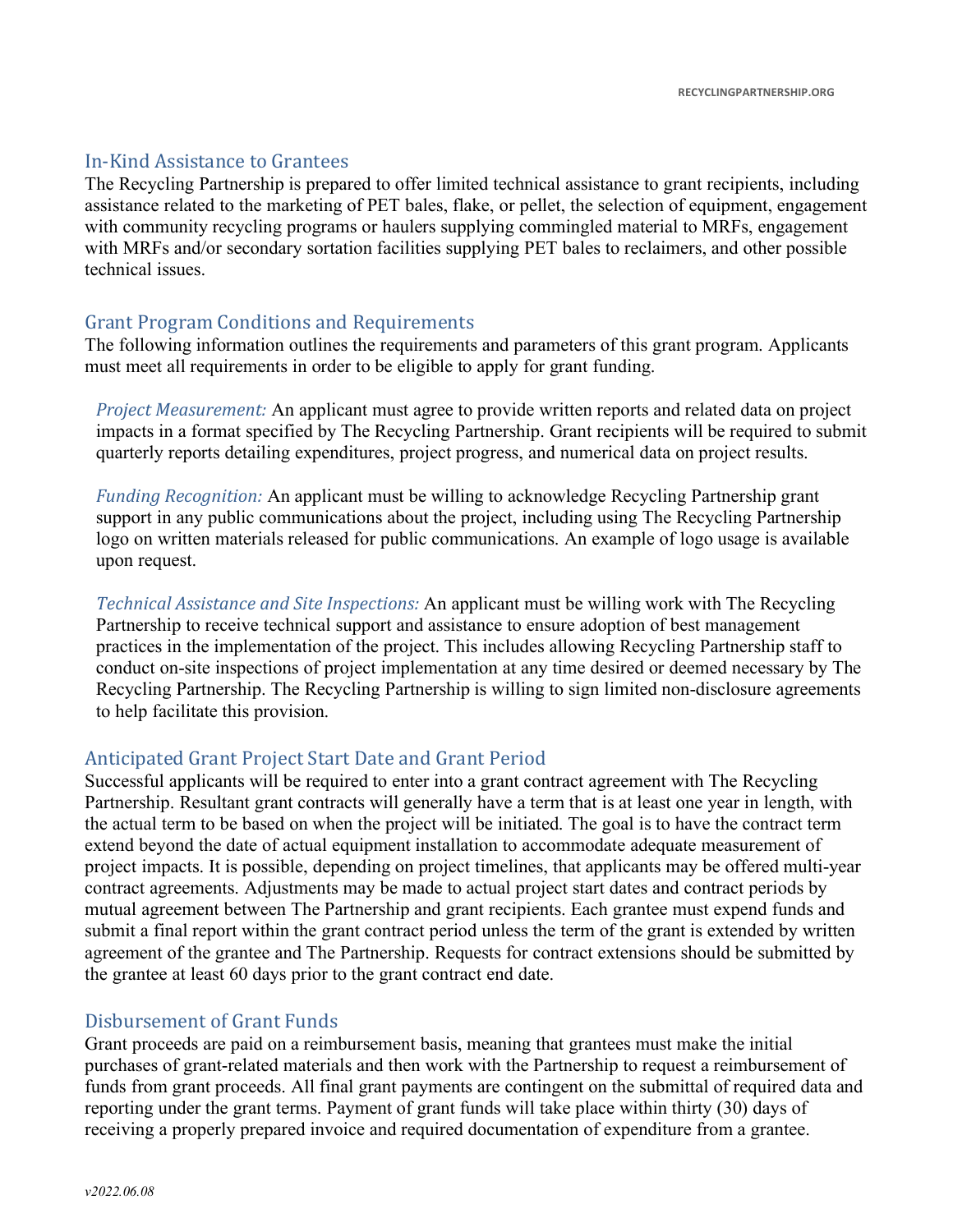## In-Kind Assistance to Grantees

The Recycling Partnership is prepared to offer limited technical assistance to grant recipients, including assistance related to the marketing of PET bales, flake, or pellet, the selection of equipment, engagement with community recycling programs or haulers supplying commingled material to MRFs, engagement with MRFs and/or secondary sortation facilities supplying PET bales to reclaimers, and other possible technical issues.

## Grant Program Conditions and Requirements

The following information outlines the requirements and parameters of this grant program. Applicants must meet all requirements in order to be eligible to apply for grant funding.

*Project Measurement:* An applicant must agree to provide written reports and related data on project impacts in a format specified by The Recycling Partnership. Grant recipients will be required to submit quarterly reports detailing expenditures, project progress, and numerical data on project results.

*Funding Recognition:* An applicant must be willing to acknowledge Recycling Partnership grant support in any public communications about the project, including using The Recycling Partnership logo on written materials released for public communications. An example of logo usage is available upon request.

*Technical Assistance and Site Inspections:* An applicant must be willing work with The Recycling Partnership to receive technical support and assistance to ensure adoption of best management practices in the implementation of the project. This includes allowing Recycling Partnership staff to conduct on-site inspections of project implementation at any time desired or deemed necessary by The Recycling Partnership. The Recycling Partnership is willing to sign limited non-disclosure agreements to help facilitate this provision.

## Anticipated Grant Project Start Date and Grant Period

Successful applicants will be required to enter into a grant contract agreement with The Recycling Partnership. Resultant grant contracts will generally have a term that is at least one year in length, with the actual term to be based on when the project will be initiated. The goal is to have the contract term extend beyond the date of actual equipment installation to accommodate adequate measurement of project impacts. It is possible, depending on project timelines, that applicants may be offered multi-year contract agreements. Adjustments may be made to actual project start dates and contract periods by mutual agreement between The Partnership and grant recipients. Each grantee must expend funds and submit a final report within the grant contract period unless the term of the grant is extended by written agreement of the grantee and The Partnership. Requests for contract extensions should be submitted by the grantee at least 60 days prior to the grant contract end date.

## Disbursement of Grant Funds

Grant proceeds are paid on a reimbursement basis, meaning that grantees must make the initial purchases of grant-related materials and then work with the Partnership to request a reimbursement of funds from grant proceeds. All final grant payments are contingent on the submittal of required data and reporting under the grant terms. Payment of grant funds will take place within thirty (30) days of receiving a properly prepared invoice and required documentation of expenditure from a grantee.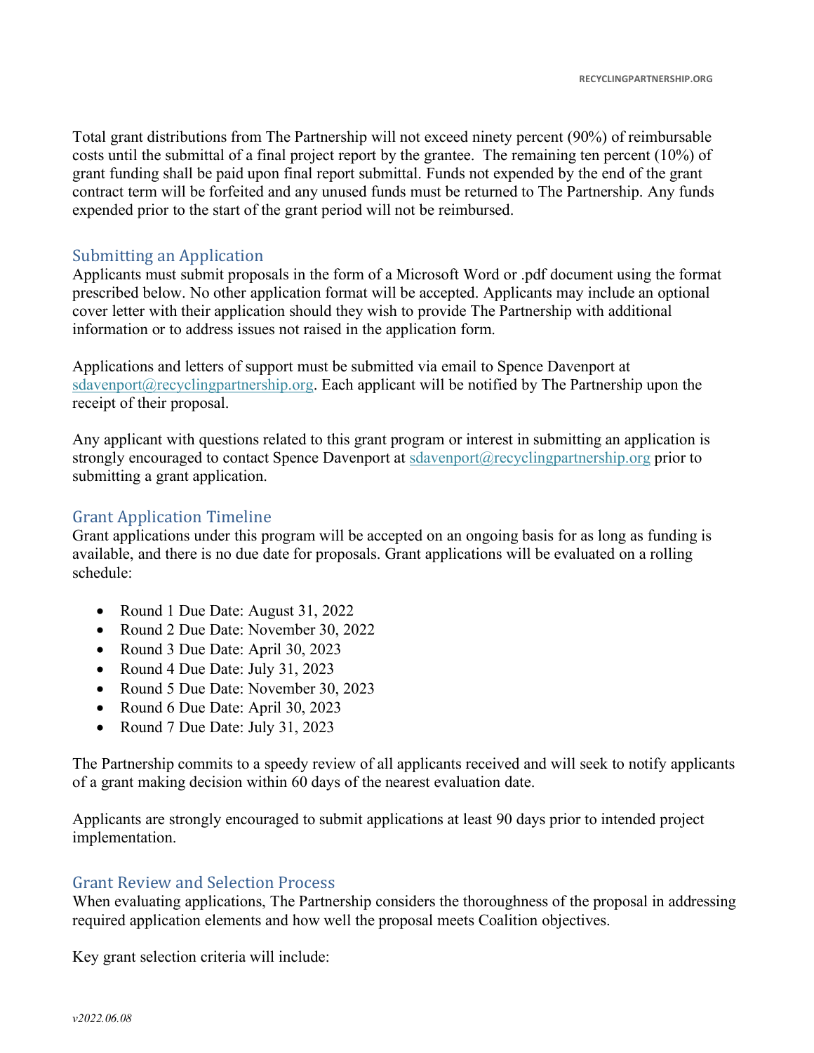Total grant distributions from The Partnership will not exceed ninety percent (90%) of reimbursable costs until the submittal of a final project report by the grantee. The remaining ten percent (10%) of grant funding shall be paid upon final report submittal. Funds not expended by the end of the grant contract term will be forfeited and any unused funds must be returned to The Partnership. Any funds expended prior to the start of the grant period will not be reimbursed.

## Submitting an Application

Applicants must submit proposals in the form of a Microsoft Word or .pdf document using the format prescribed below. No other application format will be accepted. Applicants may include an optional cover letter with their application should they wish to provide The Partnership with additional information or to address issues not raised in the application form.

Applications and letters of support must be submitted via email to Spence Davenport at sdavenport@recyclingpartnership.org. Each applicant will be notified by The Partnership upon the receipt of their proposal.

Any applicant with questions related to this grant program or interest in submitting an application is strongly encouraged to contact Spence Davenport at sdavenport@recyclingpartnership.org prior to submitting a grant application.

## Grant Application Timeline

Grant applications under this program will be accepted on an ongoing basis for as long as funding is available, and there is no due date for proposals. Grant applications will be evaluated on a rolling schedule:

- Round 1 Due Date: August 31, 2022
- Round 2 Due Date: November 30, 2022
- Round 3 Due Date: April 30, 2023
- Round 4 Due Date: July 31, 2023
- Round 5 Due Date: November 30, 2023
- Round 6 Due Date: April 30, 2023
- Round 7 Due Date: July 31, 2023

The Partnership commits to a speedy review of all applicants received and will seek to notify applicants of a grant making decision within 60 days of the nearest evaluation date.

Applicants are strongly encouraged to submit applications at least 90 days prior to intended project implementation.

## Grant Review and Selection Process

When evaluating applications, The Partnership considers the thoroughness of the proposal in addressing required application elements and how well the proposal meets Coalition objectives.

Key grant selection criteria will include: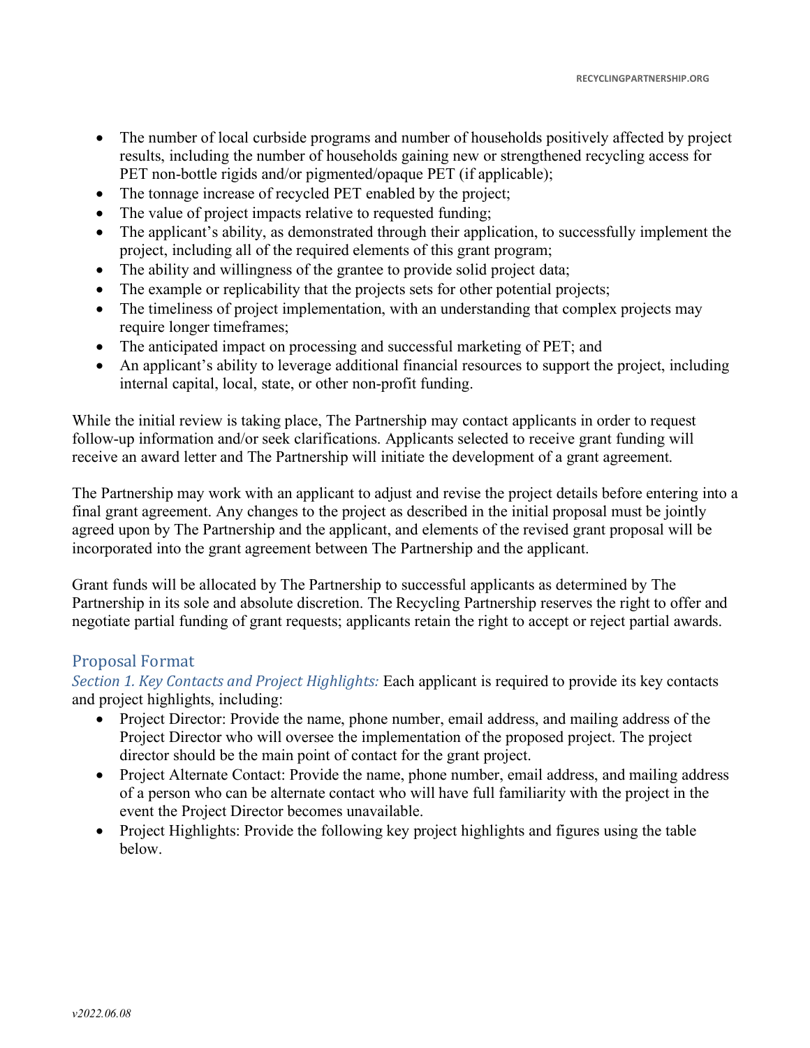- The number of local curbside programs and number of households positively affected by project results, including the number of households gaining new or strengthened recycling access for PET non-bottle rigids and/or pigmented/opaque PET (if applicable);
- The tonnage increase of recycled PET enabled by the project;
- The value of project impacts relative to requested funding;
- The applicant's ability, as demonstrated through their application, to successfully implement the project, including all of the required elements of this grant program;
- The ability and willingness of the grantee to provide solid project data;
- The example or replicability that the projects sets for other potential projects;
- The timeliness of project implementation, with an understanding that complex projects may require longer timeframes;
- The anticipated impact on processing and successful marketing of PET; and
- An applicant's ability to leverage additional financial resources to support the project, including internal capital, local, state, or other non-profit funding.

While the initial review is taking place, The Partnership may contact applicants in order to request follow-up information and/or seek clarifications. Applicants selected to receive grant funding will receive an award letter and The Partnership will initiate the development of a grant agreement.

The Partnership may work with an applicant to adjust and revise the project details before entering into a final grant agreement. Any changes to the project as described in the initial proposal must be jointly agreed upon by The Partnership and the applicant, and elements of the revised grant proposal will be incorporated into the grant agreement between The Partnership and the applicant.

Grant funds will be allocated by The Partnership to successful applicants as determined by The Partnership in its sole and absolute discretion. The Recycling Partnership reserves the right to offer and negotiate partial funding of grant requests; applicants retain the right to accept or reject partial awards.

## Proposal Format

*Section 1. Key Contacts and Project Highlights:* Each applicant is required to provide its key contacts and project highlights, including:

- Project Director: Provide the name, phone number, email address, and mailing address of the Project Director who will oversee the implementation of the proposed project. The project director should be the main point of contact for the grant project.
- Project Alternate Contact: Provide the name, phone number, email address, and mailing address of a person who can be alternate contact who will have full familiarity with the project in the event the Project Director becomes unavailable.
- Project Highlights: Provide the following key project highlights and figures using the table below.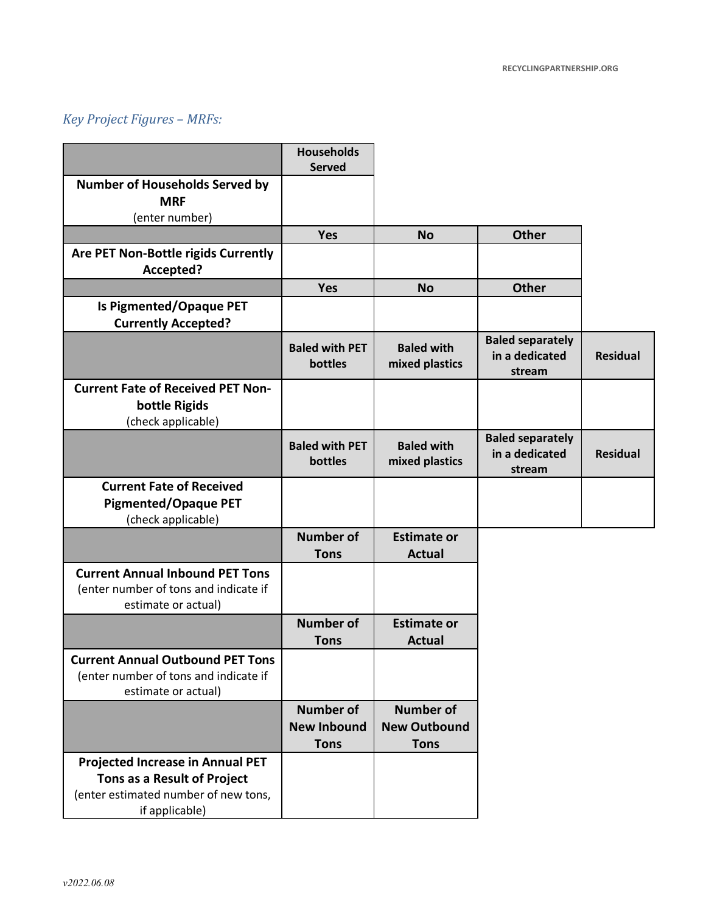*Key Project Figures – MRFs:*

| | Households Served | | | |
|---|---|---|---|---|
| **Number of Households Served by MRF** (enter number) | | | | |
| | **Yes** | **No** | **Other** | |
| **Are PET Non-Bottle rigids Currently Accepted?** | | | | |
| | **Yes** | **No** | **Other** | |
| **Is Pigmented/Opaque PET Currently Accepted?** | | | | |
| | **Baled with PET bottles** | **Baled with mixed plastics** | **Baled separately in a dedicated stream** | **Residual** |
| **Current Fate of Received PET Non-bottle Rigids** (check applicable) | | | | |
| | **Baled with PET bottles** | **Baled with mixed plastics** | **Baled separately in a dedicated stream** | **Residual** |
| **Current Fate of Received Pigmented/Opaque PET** (check applicable) | | | | |
| | **Number of Tons** | **Estimate or Actual** | | |
| **Current Annual Inbound PET Tons** (enter number of tons and indicate if estimate or actual) | | | | |
| | **Number of Tons** | **Estimate or Actual** | | |
| **Current Annual Outbound PET Tons** (enter number of tons and indicate if estimate or actual) | | | | |
| | **Number of New Inbound Tons** | **Number of New Outbound Tons** | | |
| **Projected Increase in Annual PET Tons as a Result of Project** (enter estimated number of new tons, if applicable) | | | | |

*v2022.06.08*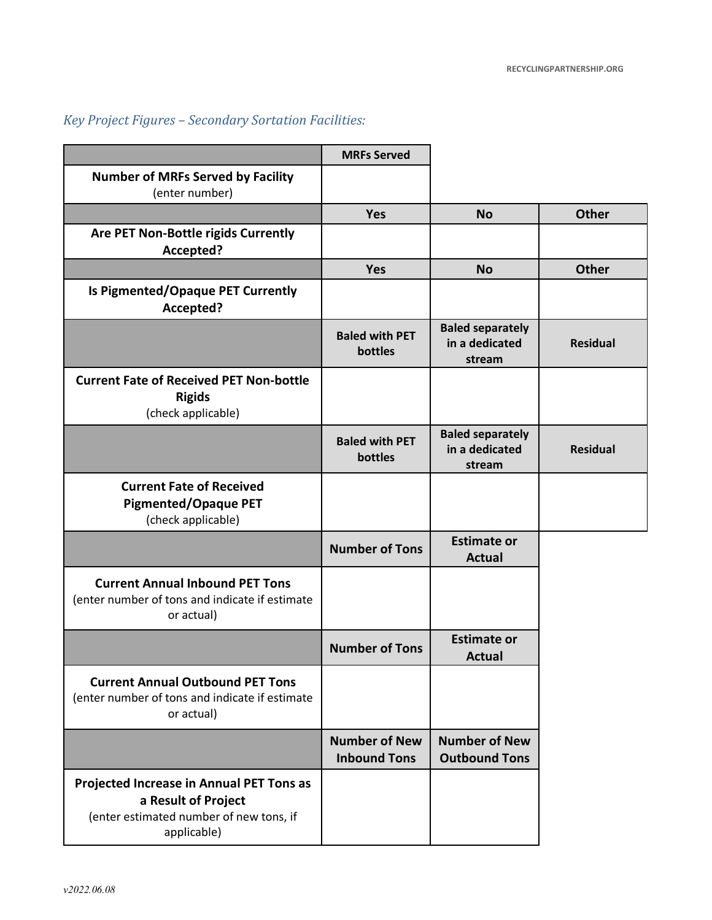*Key Project Figures – Secondary Sortation Facilities:*

| | MRFs Served | | |
|---|---|---|---|
| **Number of MRFs Served by Facility** (enter number) | | | |
| | **Yes** | **No** | **Other** |
| **Are PET Non-Bottle rigids Currently Accepted?** | | | |
| | **Yes** | **No** | **Other** |
| **Is Pigmented/Opaque PET Currently Accepted?** | | | |
| | **Baled with PET bottles** | **Baled separately in a dedicated stream** | **Residual** |
| **Current Fate of Received PET Non-bottle Rigids** (check applicable) | | | |
| | **Baled with PET bottles** | **Baled separately in a dedicated stream** | **Residual** |
| **Current Fate of Received Pigmented/Opaque PET** (check applicable) | | | |
| | **Number of Tons** | **Estimate or Actual** | |
| **Current Annual Inbound PET Tons** (enter number of tons and indicate if estimate or actual) | | | |
| | **Number of Tons** | **Estimate or Actual** | |
| **Current Annual Outbound PET Tons** (enter number of tons and indicate if estimate or actual) | | | |
| | **Number of New Inbound Tons** | **Number of New Outbound Tons** | |
| **Projected Increase in Annual PET Tons as a Result of Project** (enter estimated number of new tons, if applicable) | | | |

*v2022.06.08*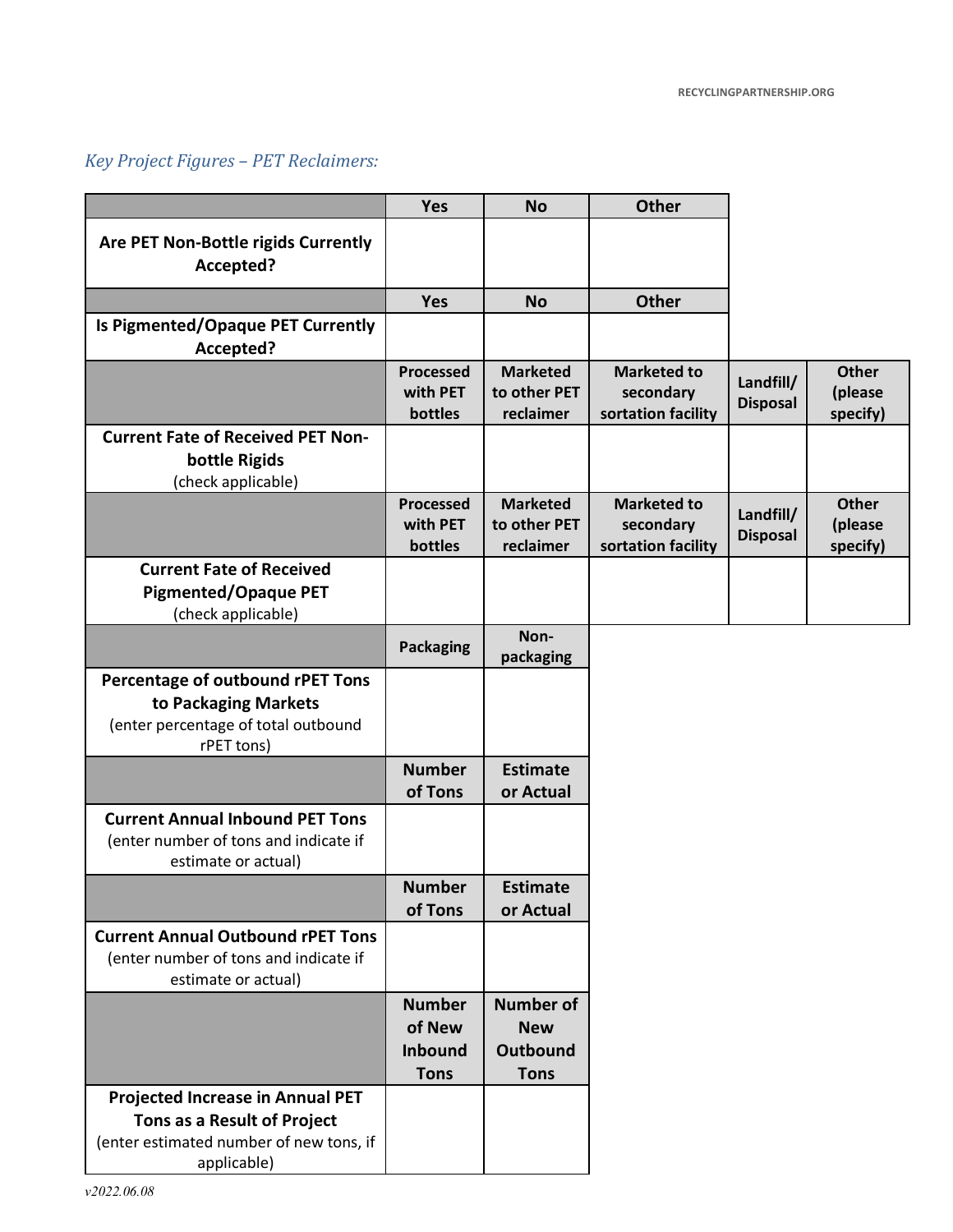*Key Project Figures – PET Reclaimers:*

| | Yes | No | Other |
|---|---|---|---|
| **Are PET Non-Bottle rigids Currently Accepted?** | | | |

| | Yes | No | Other |
|---|---|---|---|
| **Is Pigmented/Opaque PET Currently Accepted?** | | | |

| | Processed with PET bottles | Marketed to other PET reclaimer | Marketed to secondary sortation facility | Landfill/ Disposal | Other (please specify) |
|---|---|---|---|---|---|
| **Current Fate of Received PET Non-bottle Rigids** (check applicable) | | | | | |

| | Processed with PET bottles | Marketed to other PET reclaimer | Marketed to secondary sortation facility | Landfill/ Disposal | Other (please specify) |
|---|---|---|---|---|---|
| **Current Fate of Received Pigmented/Opaque PET** (check applicable) | | | | | |

| | Packaging | Non-packaging |
|---|---|---|
| **Percentage of outbound rPET Tons to Packaging Markets** (enter percentage of total outbound rPET tons) | | |

| | Number of Tons | Estimate or Actual |
|---|---|---|
| **Current Annual Inbound PET Tons** (enter number of tons and indicate if estimate or actual) | | |

| | Number of Tons | Estimate or Actual |
|---|---|---|
| **Current Annual Outbound rPET Tons** (enter number of tons and indicate if estimate or actual) | | |

| | Number of New Inbound Tons | Number of New Outbound Tons |
|---|---|---|
| **Projected Increase in Annual PET Tons as a Result of Project** (enter estimated number of new tons, if applicable) | | |

*v2022.06.08*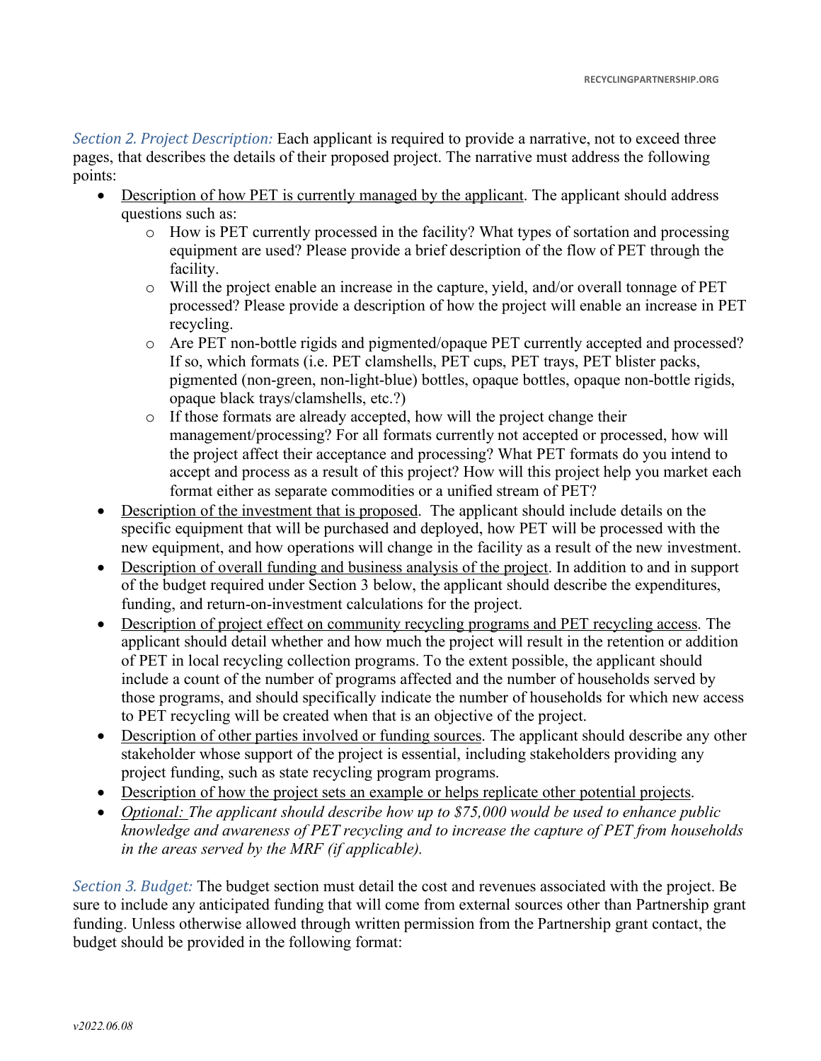*Section 2. Project Description:* Each applicant is required to provide a narrative, not to exceed three pages, that describes the details of their proposed project. The narrative must address the following points:

- Description of how PET is currently managed by the applicant. The applicant should address questions such as:
    - How is PET currently processed in the facility? What types of sortation and processing equipment are used? Please provide a brief description of the flow of PET through the facility.
    - Will the project enable an increase in the capture, yield, and/or overall tonnage of PET processed? Please provide a description of how the project will enable an increase in PET recycling.
    - Are PET non-bottle rigids and pigmented/opaque PET currently accepted and processed? If so, which formats (i.e. PET clamshells, PET cups, PET trays, PET blister packs, pigmented (non-green, non-light-blue) bottles, opaque bottles, opaque non-bottle rigids, opaque black trays/clamshells, etc.?)
    - If those formats are already accepted, how will the project change their management/processing? For all formats currently not accepted or processed, how will the project affect their acceptance and processing? What PET formats do you intend to accept and process as a result of this project? How will this project help you market each format either as separate commodities or a unified stream of PET?
- Description of the investment that is proposed. The applicant should include details on the specific equipment that will be purchased and deployed, how PET will be processed with the new equipment, and how operations will change in the facility as a result of the new investment.
- Description of overall funding and business analysis of the project. In addition to and in support of the budget required under Section 3 below, the applicant should describe the expenditures, funding, and return-on-investment calculations for the project.
- Description of project effect on community recycling programs and PET recycling access. The applicant should detail whether and how much the project will result in the retention or addition of PET in local recycling collection programs. To the extent possible, the applicant should include a count of the number of programs affected and the number of households served by those programs, and should specifically indicate the number of households for which new access to PET recycling will be created when that is an objective of the project.
- Description of other parties involved or funding sources. The applicant should describe any other stakeholder whose support of the project is essential, including stakeholders providing any project funding, such as state recycling program programs.
- Description of how the project sets an example or helps replicate other potential projects.
- *Optional: The applicant should describe how up to $75,000 would be used to enhance public knowledge and awareness of PET recycling and to increase the capture of PET from households in the areas served by the MRF (if applicable).*

*Section 3. Budget:* The budget section must detail the cost and revenues associated with the project. Be sure to include any anticipated funding that will come from external sources other than Partnership grant funding. Unless otherwise allowed through written permission from the Partnership grant contact, the budget should be provided in the following format: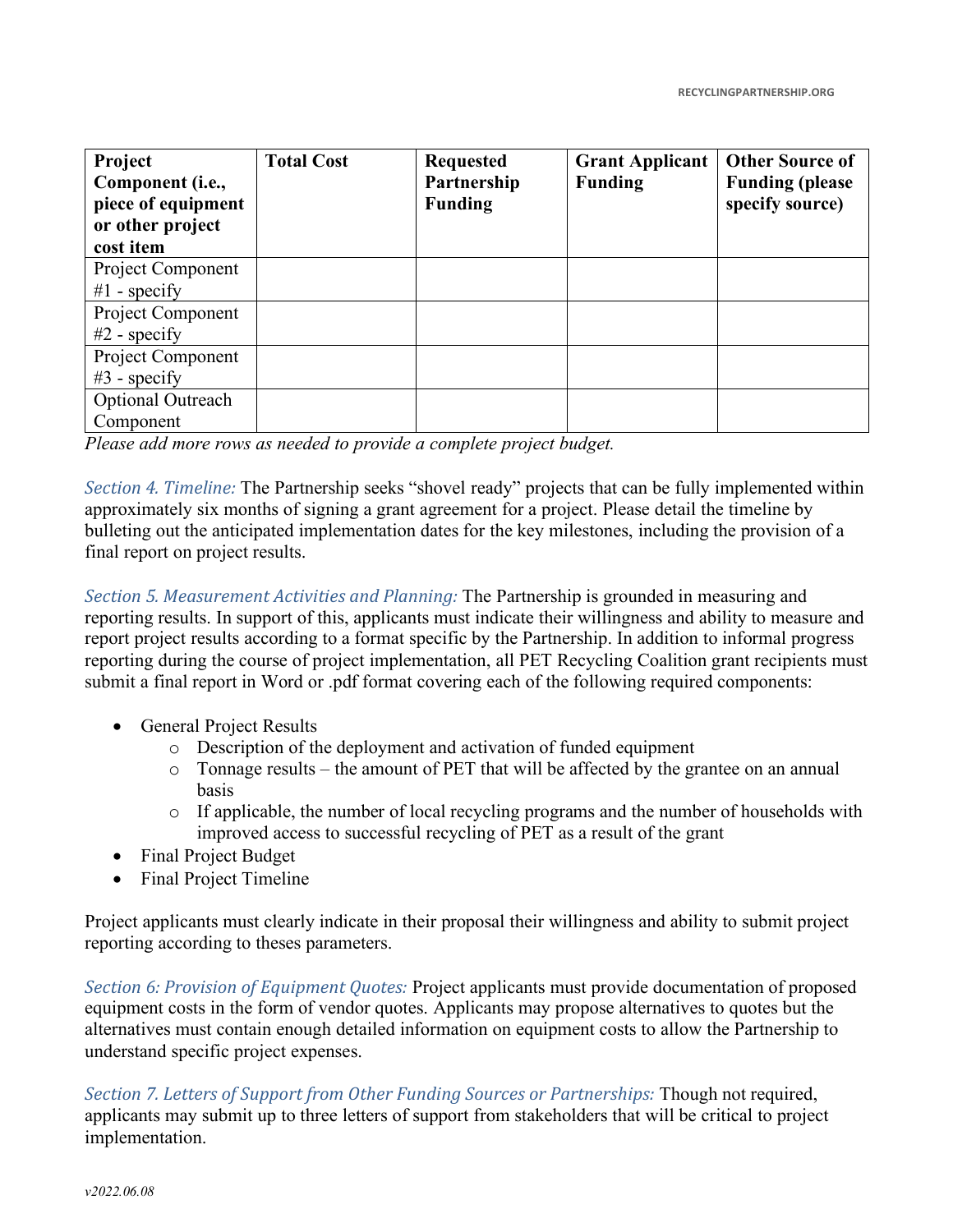| Project Component (i.e., piece of equipment or other project cost item | Total Cost | Requested Partnership Funding | Grant Applicant Funding | Other Source of Funding (please specify source) |
|---|---|---|---|---|
| Project Component #1 - specify | | | | |
| Project Component #2 - specify | | | | |
| Project Component #3 - specify | | | | |
| Optional Outreach Component | | | | |

*Please add more rows as needed to provide a complete project budget.*

*Section 4. Timeline:* The Partnership seeks "shovel ready" projects that can be fully implemented within approximately six months of signing a grant agreement for a project. Please detail the timeline by bulleting out the anticipated implementation dates for the key milestones, including the provision of a final report on project results.

*Section 5. Measurement Activities and Planning:* The Partnership is grounded in measuring and reporting results. In support of this, applicants must indicate their willingness and ability to measure and report project results according to a format specific by the Partnership. In addition to informal progress reporting during the course of project implementation, all PET Recycling Coalition grant recipients must submit a final report in Word or .pdf format covering each of the following required components:

- General Project Results
  - Description of the deployment and activation of funded equipment
  - Tonnage results – the amount of PET that will be affected by the grantee on an annual basis
  - If applicable, the number of local recycling programs and the number of households with improved access to successful recycling of PET as a result of the grant
- Final Project Budget
- Final Project Timeline

Project applicants must clearly indicate in their proposal their willingness and ability to submit project reporting according to theses parameters.

*Section 6: Provision of Equipment Quotes:* Project applicants must provide documentation of proposed equipment costs in the form of vendor quotes. Applicants may propose alternatives to quotes but the alternatives must contain enough detailed information on equipment costs to allow the Partnership to understand specific project expenses.

*Section 7. Letters of Support from Other Funding Sources or Partnerships:* Though not required, applicants may submit up to three letters of support from stakeholders that will be critical to project implementation.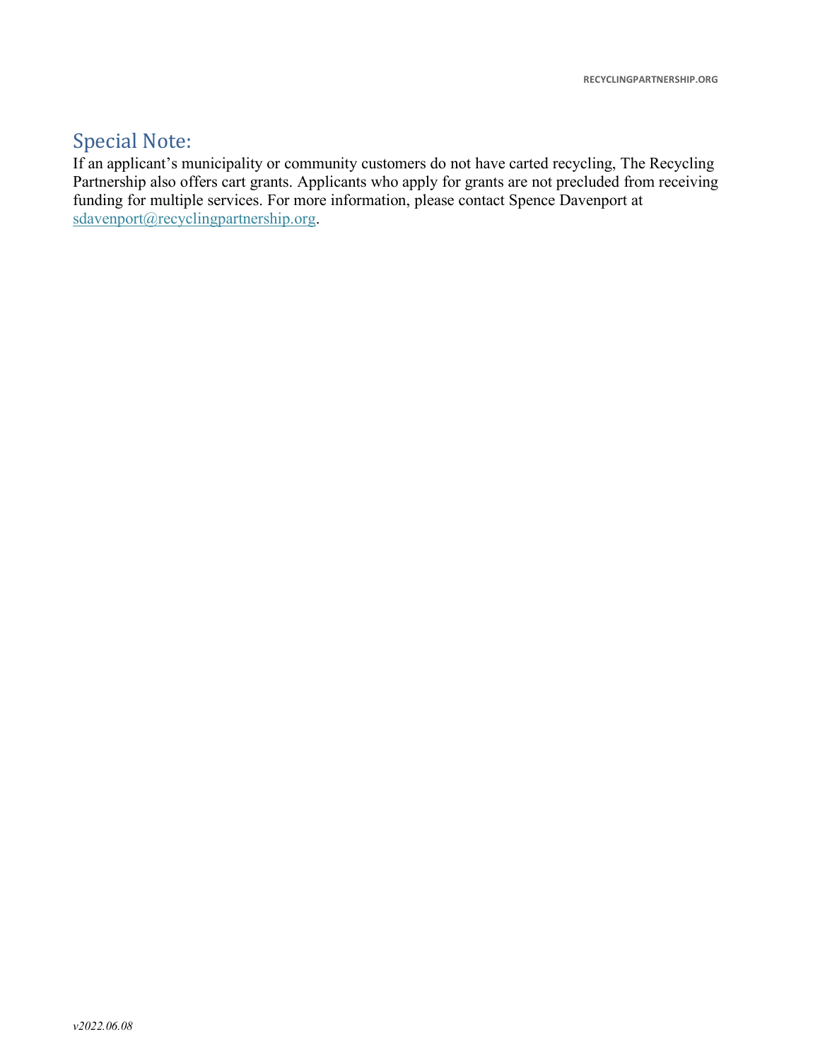## Special Note:

If an applicant's municipality or community customers do not have carted recycling, The Recycling Partnership also offers cart grants. Applicants who apply for grants are not precluded from receiving funding for multiple services. For more information, please contact Spence Davenport at sdavenport@recyclingpartnership.org.

*v2022.06.08*